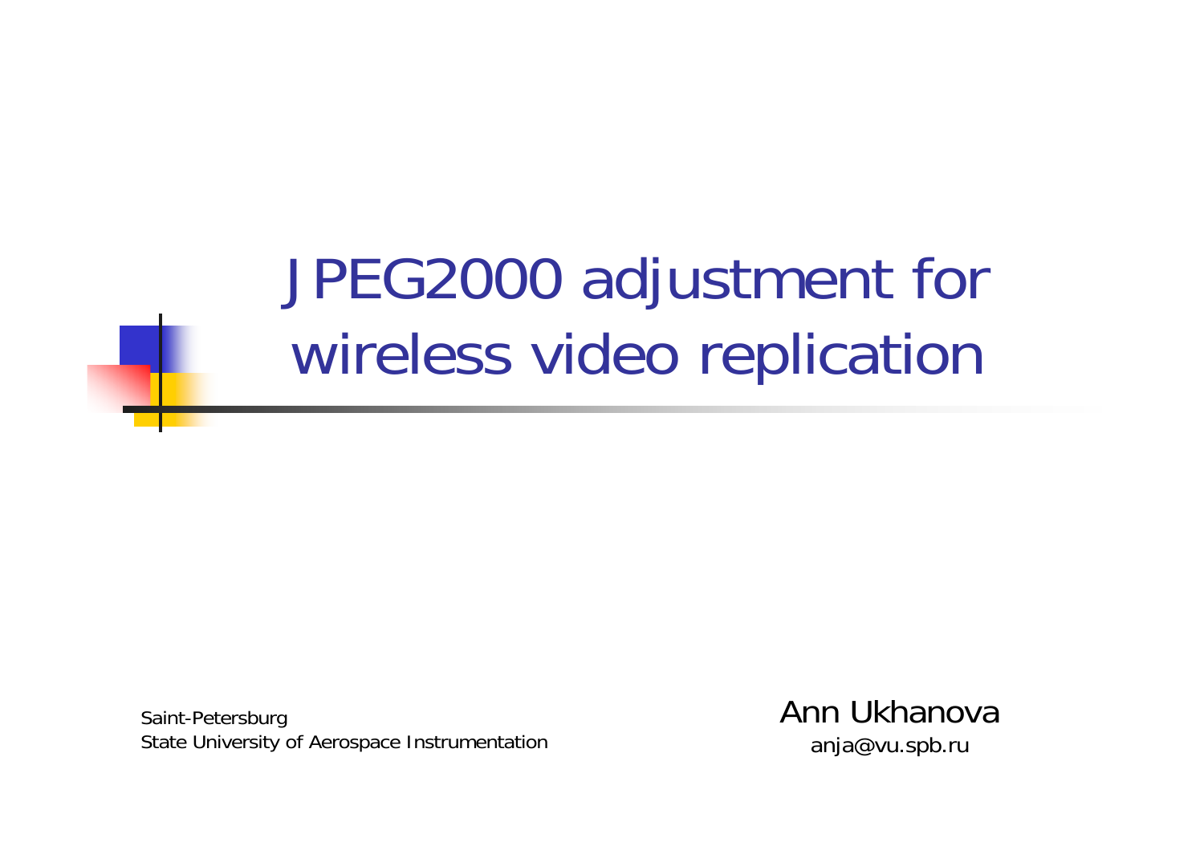# JPEG2000 adjustment for wireless video replication

Saint-Petersburg
State University of Aerospace Instrumentation

Ann Ukhanova
anja@vu.spb.ru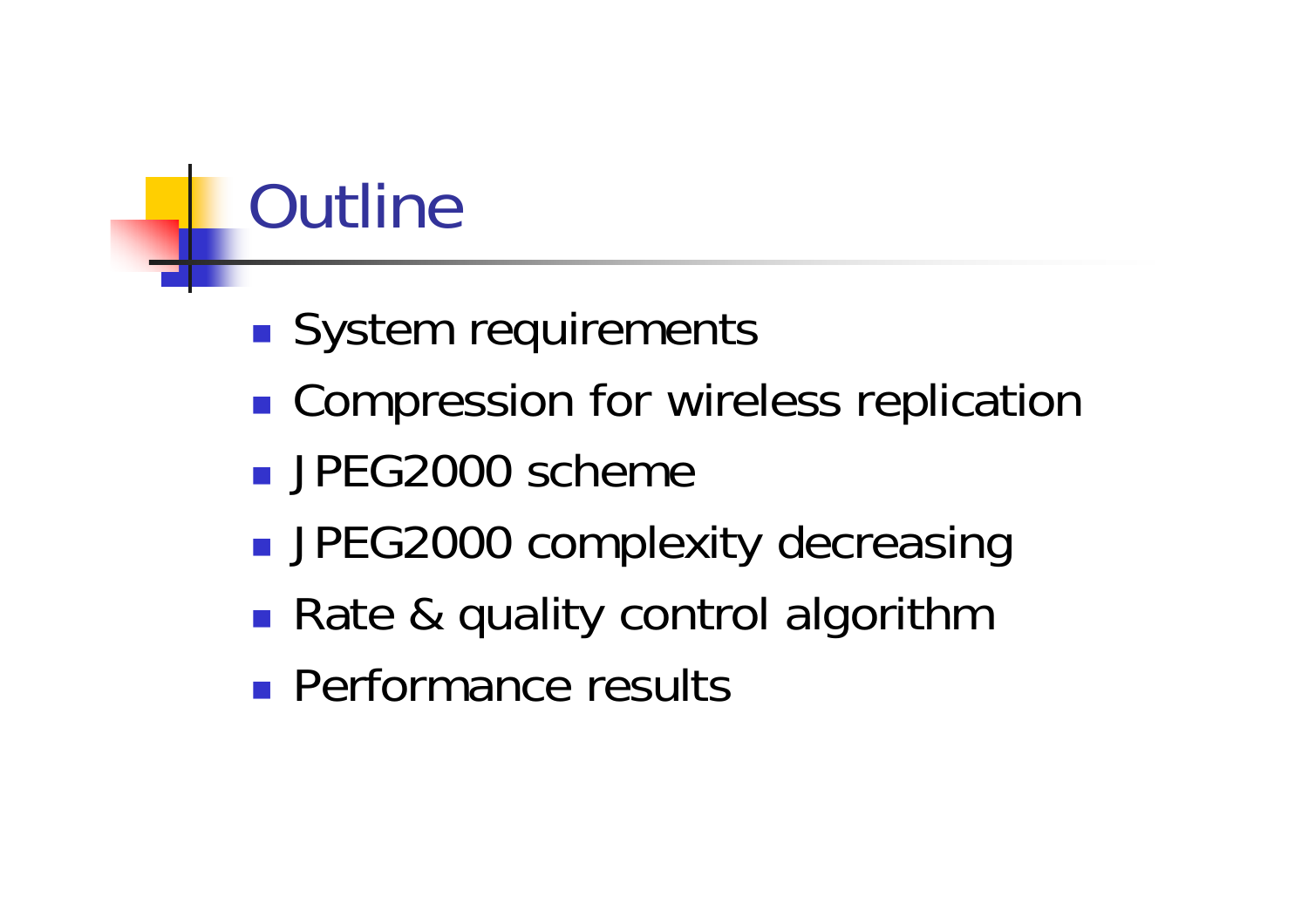# Outline

- System requirements
- Compression for wireless replication
- JPEG2000 scheme
- JPEG2000 complexity decreasing
- Rate & quality control algorithm
- Performance results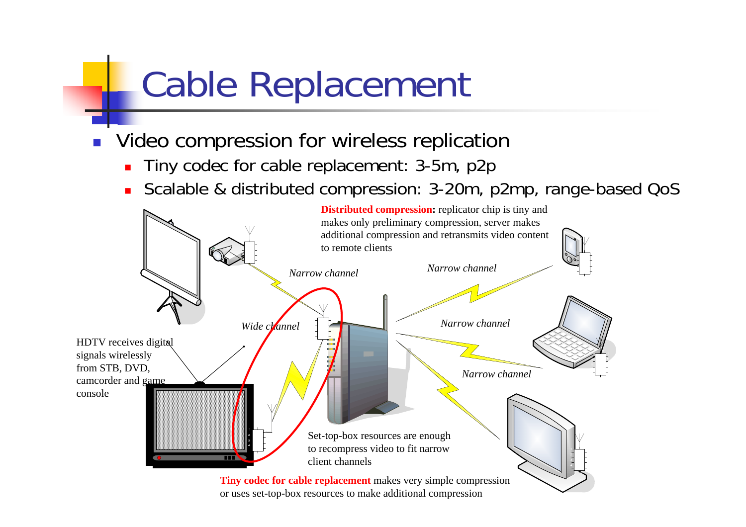# Cable Replacement

- Video compression for wireless replication
  - Tiny codec for cable replacement: 3-5m, p2p
  - Scalable & distributed compression: 3-20m, p2mp, range-based QoS

**Distributed compression:** replicator chip is tiny and makes only preliminary compression, server makes additional compression and retransmits video content to remote clients

*Narrow channel*

*Narrow channel*

*Wide channel*

*Narrow channel*

*Narrow channel*

HDTV receives digital signals wirelessly from STB, DVD, camcorder and game console

Set-top-box resources are enough to recompress video to fit narrow client channels

**Tiny codec for cable replacement** makes very simple compression or uses set-top-box resources to make additional compression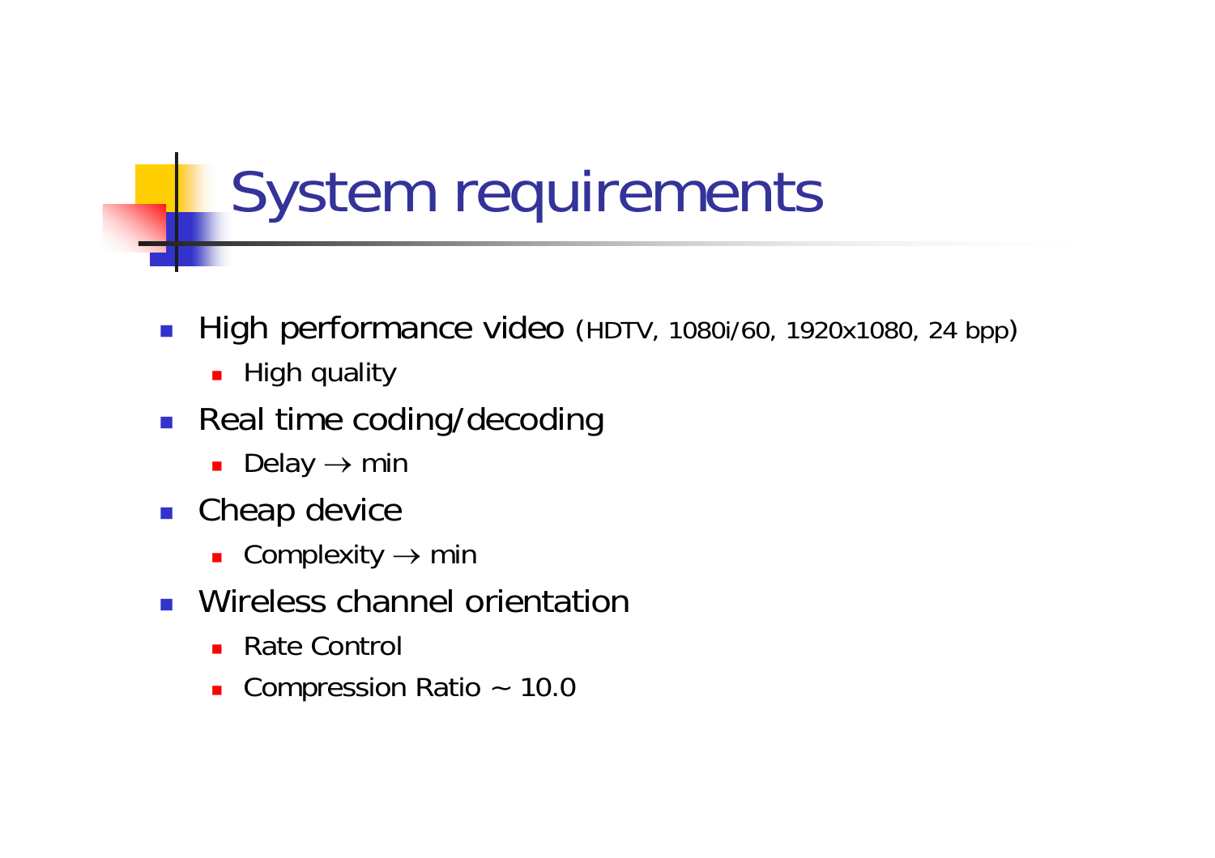# System requirements

- High performance video (HDTV, 1080i/60, 1920x1080, 24 bpp)
  - High quality
- Real time coding/decoding
  - Delay $\rightarrow$ min
- Cheap device
  - Complexity $\rightarrow$ min
- Wireless channel orientation
  - Rate Control
  - Compression Ratio $\sim$ 10.0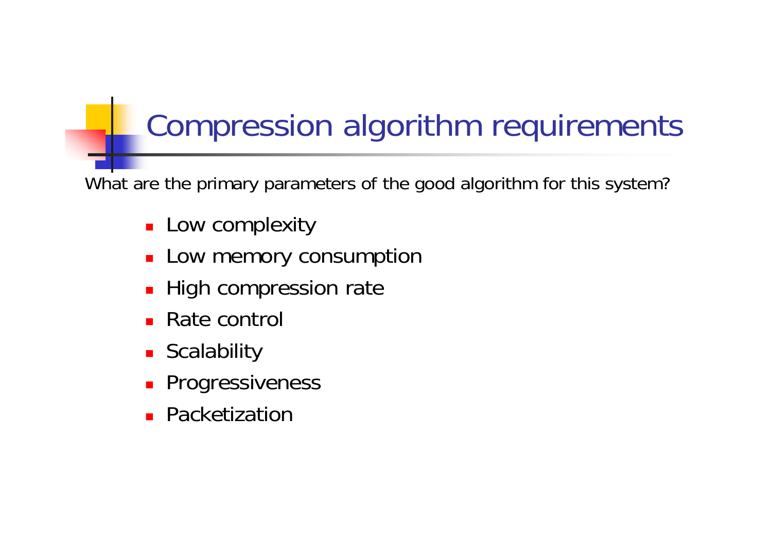# Compression algorithm requirements

What are the primary parameters of the good algorithm for this system?

- Low complexity
- Low memory consumption
- High compression rate
- Rate control
- Scalability
- Progressiveness
- Packetization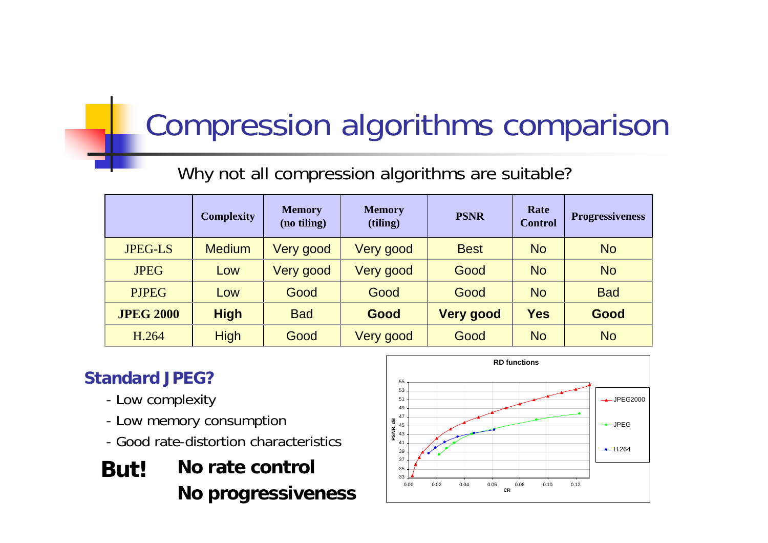# Compression algorithms comparison

Why not all compression algorithms are suitable?

| | Complexity | Memory (no tiling) | Memory (tiling) | PSNR | Rate Control | Progressiveness |
|---|---|---|---|---|---|---|
| JPEG-LS | Medium | Very good | Very good | Best | No | No |
| JPEG | Low | Very good | Very good | Good | No | No |
| PJPEG | Low | Good | Good | Good | No | Bad |
| **JPEG 2000** | **High** | Bad | **Good** | **Very good** | **Yes** | **Good** |
| H.264 | High | Good | Very good | Good | No | No |

**Standard JPEG?**

- Low complexity
- Low memory consumption
- Good rate-distortion characteristics

**But!** **No rate control**
**No progressiveness**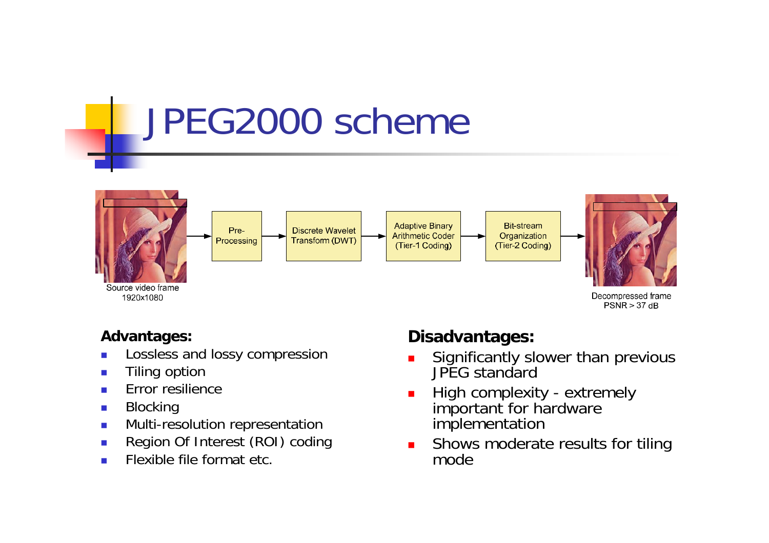# JPEG2000 scheme

Source video frame 1920x1080 → Pre-Processing → Discrete Wavelet Transform (DWT) → Adaptive Binary Arithmetic Coder (Tier-1 Coding) → Bit-stream Organization (Tier-2 Coding) → Decompressed frame PSNR > 37 dB

**Advantages:**

- Lossless and lossy compression
- Tiling option
- Error resilience
- Blocking
- Multi-resolution representation
- Region Of Interest (ROI) coding
- Flexible file format etc.

**Disadvantages:**

- Significantly slower than previous JPEG standard
- High complexity - extremely important for hardware implementation
- Shows moderate results for tiling mode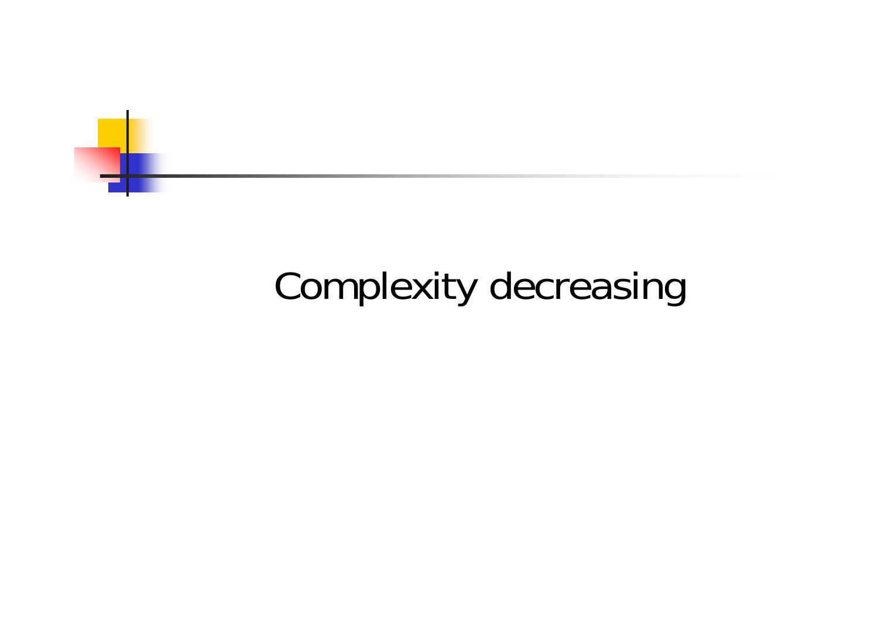# Complexity decreasing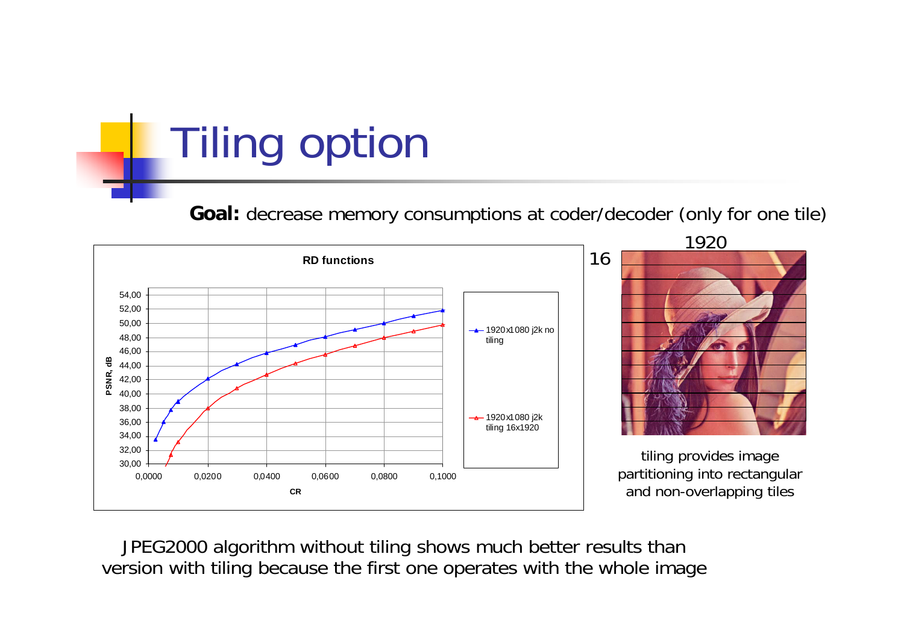# Tiling option

**Goal:** decrease memory consumptions at coder/decoder (only for one tile)

tiling provides image partitioning into rectangular and non-overlapping tiles

JPEG2000 algorithm without tiling shows much better results than version with tiling because the first one operates with the whole image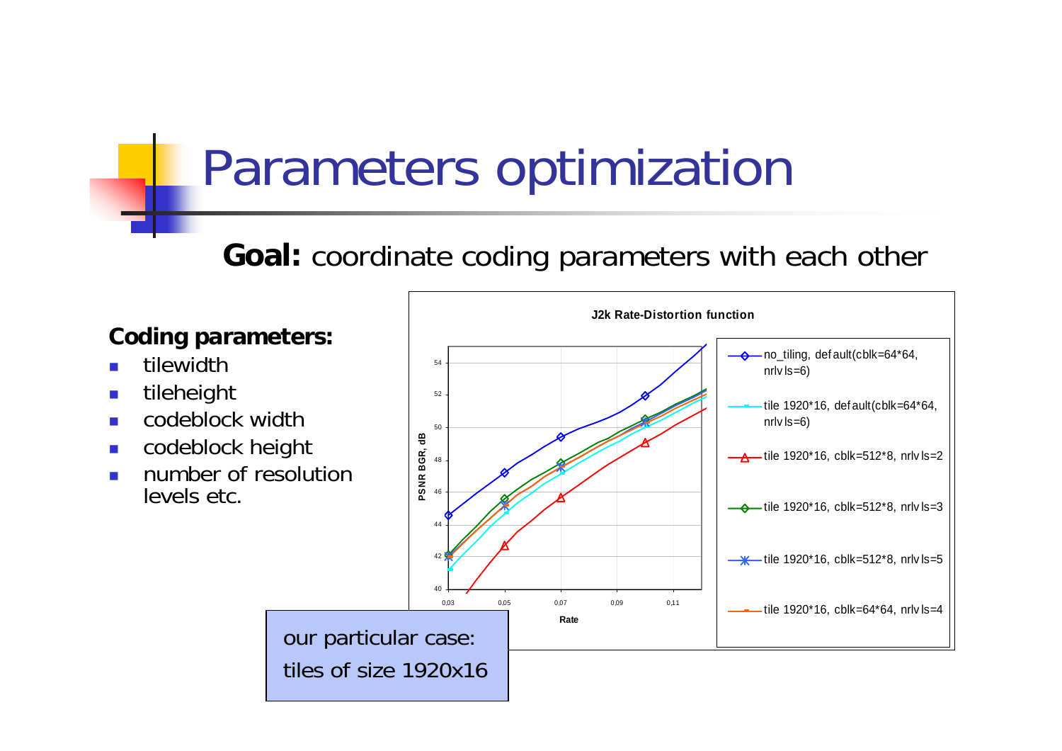# Parameters optimization

**Goal:** coordinate coding parameters with each other

**Coding parameters:**

- tilewidth
- tileheight
- codeblock width
- codeblock height
- number of resolution levels etc.

**J2k Rate-Distortion function**

- no_tiling, default(cblk=64*64, nrlvls=6)
- tile 1920*16, default(cblk=64*64, nrlvls=6)
- tile 1920*16, cblk=512*8, nrlvls=2
- tile 1920*16, cblk=512*8, nrlvls=3
- tile 1920*16, cblk=512*8, nrlvls=5
- tile 1920*16, cblk=64*64, nrlvls=4

PSNR BGR, dB

Rate

our particular case: tiles of size 1920x16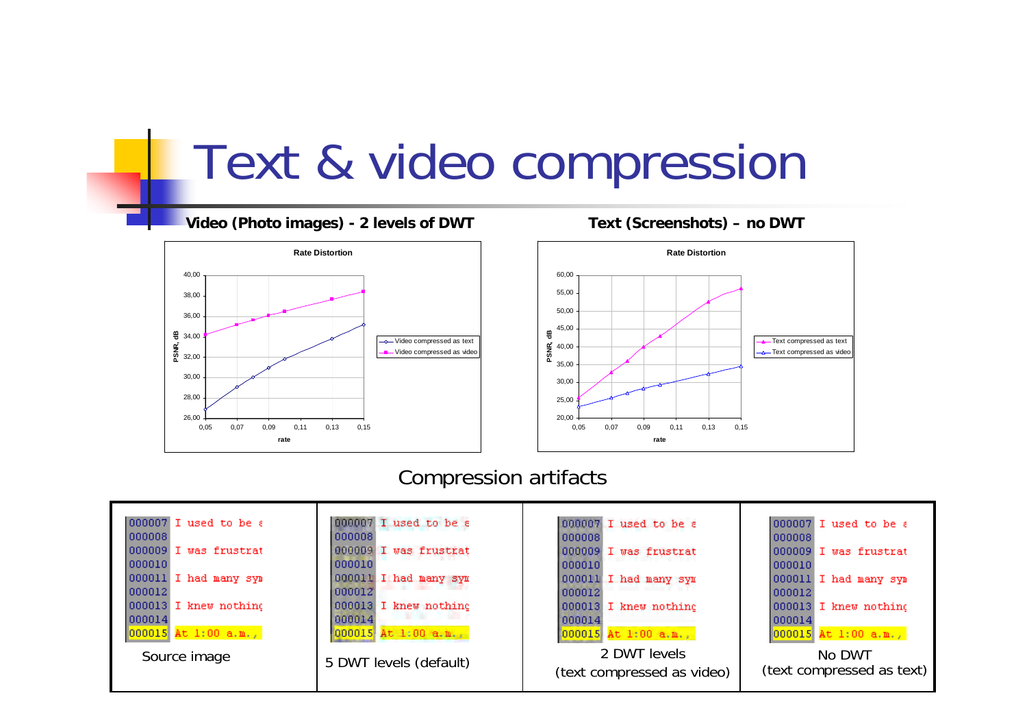# Text & video compression

**Video (Photo images) - 2 levels of DWT**

**Text (Screenshots) – no DWT**

Compression artifacts

| Source image | 5 DWT levels (default) | 2 DWT levels (text compressed as video) | No DWT (text compressed as text) |
|---|---|---|---|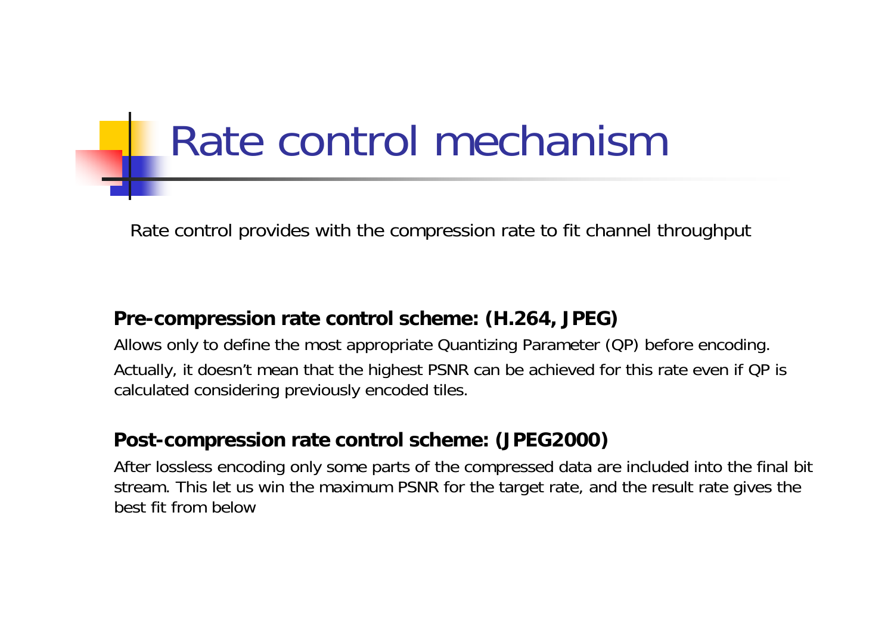# Rate control mechanism

Rate control provides with the compression rate to fit channel throughput

**Pre-compression rate control scheme: (H.264, JPEG)**

Allows only to define the most appropriate Quantizing Parameter (QP) before encoding.

Actually, it doesn't mean that the highest PSNR can be achieved for this rate even if QP is calculated considering previously encoded tiles.

**Post-compression rate control scheme: (JPEG2000)**

After lossless encoding only some parts of the compressed data are included into the final bit stream. This let us win the maximum PSNR for the target rate, and the result rate gives the best fit from below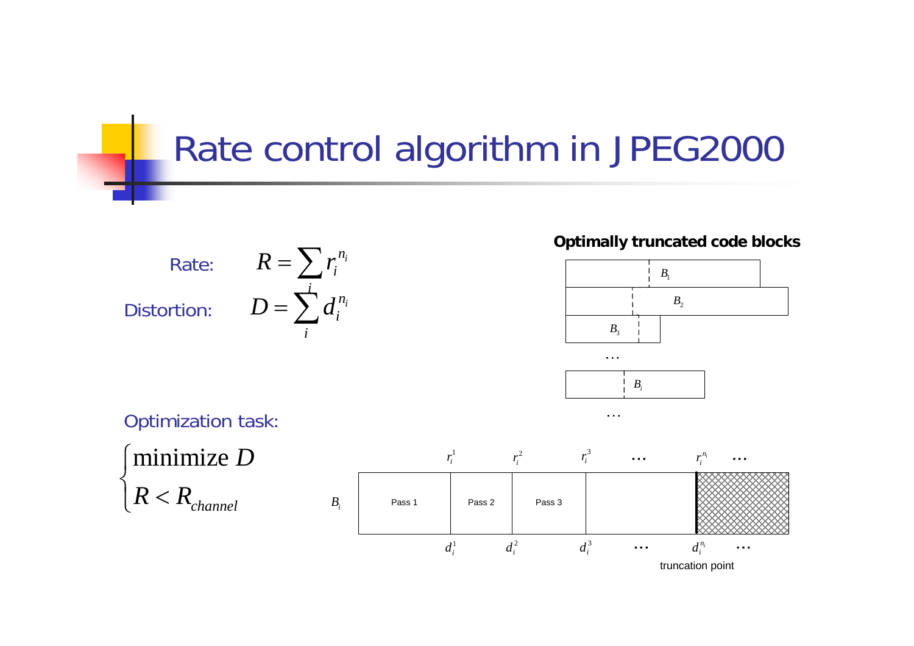# Rate control algorithm in JPEG2000

Rate: $$R = \sum_i r_i^{n_i}$$

Distortion: $$D = \sum_i d_i^{n_i}$$

Optimization task:

$$\begin{cases} \text{minimize } D \\ R < R_{channel} \end{cases}$$

**Optimally truncated code blocks**

$B_1$

$B_2$

$B_3$

…

$B_i$

…

$r_i^1$ $r_i^2$ $r_i^3$ … $r_i^{n_i}$ …

$B_i$ Pass 1 Pass 2 Pass 3

$d_i^1$ $d_i^2$ $d_i^3$ … $d_i^{n_i}$ …

truncation point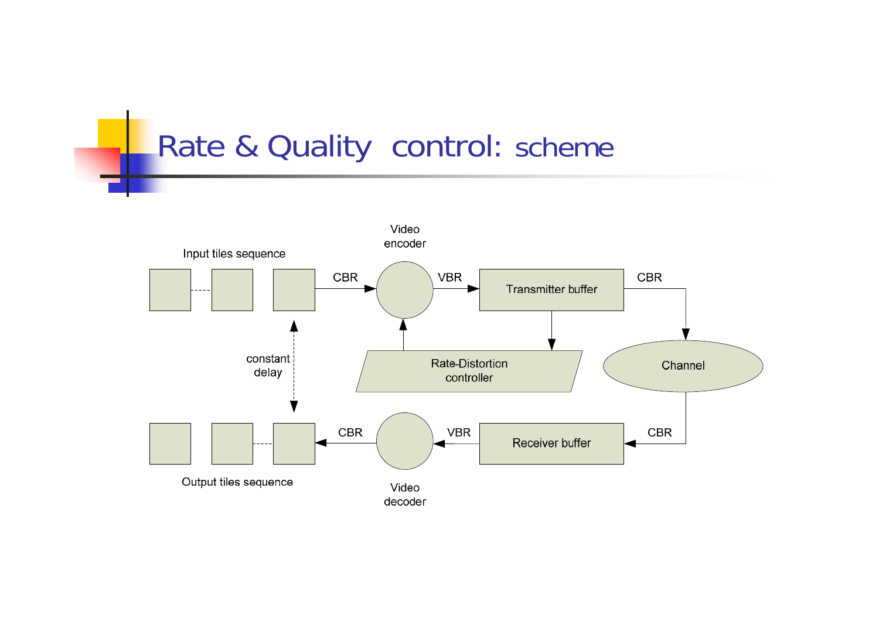# Rate & Quality control: scheme

Input tiles sequence

CBR

Video encoder

VBR

Transmitter buffer

CBR

Rate-Distortion controller

Channel

constant delay

CBR

Video decoder

VBR

Receiver buffer

CBR

Output tiles sequence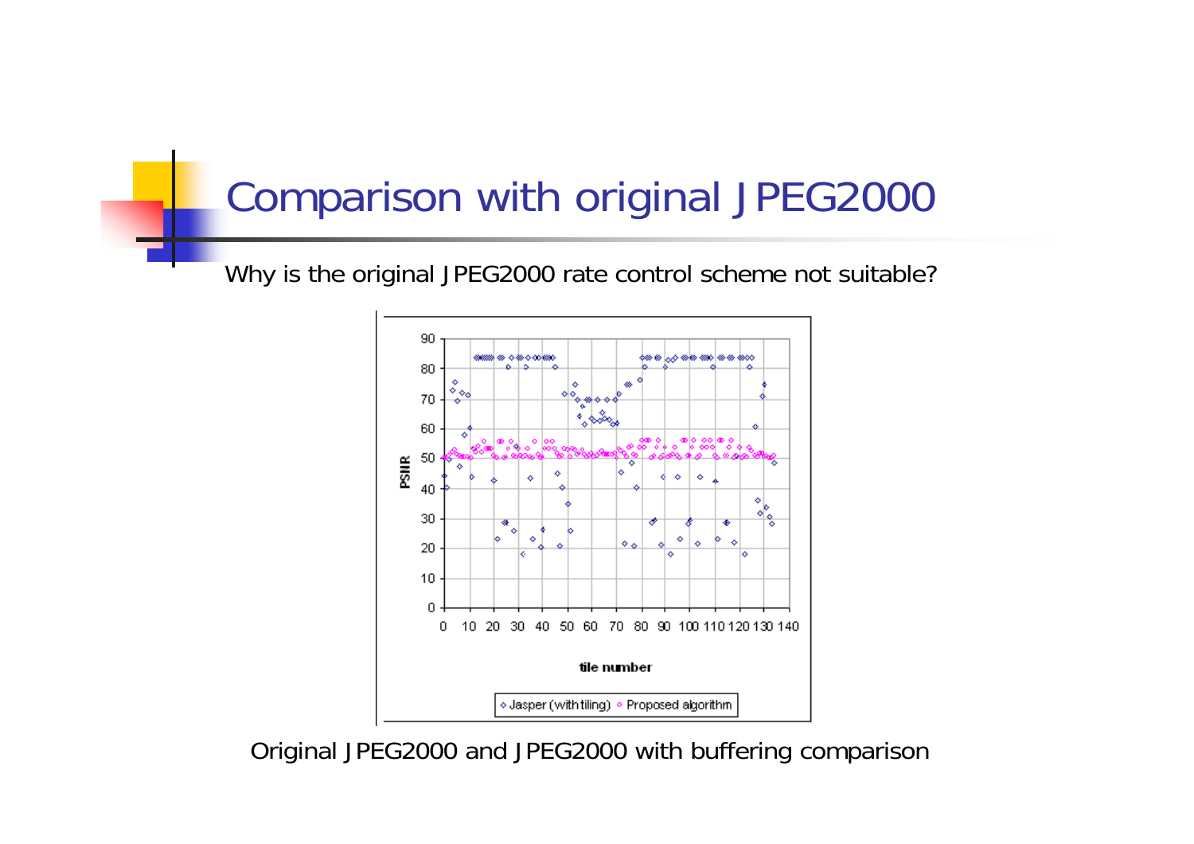# Comparison with original JPEG2000

Why is the original JPEG2000 rate control scheme not suitable?

Original JPEG2000 and JPEG2000 with buffering comparison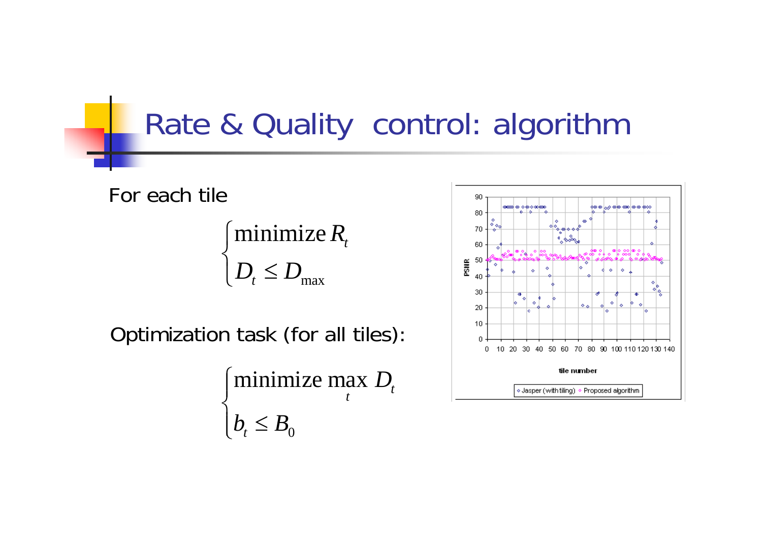# Rate & Quality control: algorithm

For each tile

$$\begin{cases} \text{minimize}\, R_t \\ D_t \leq D_{\max} \end{cases}$$

Optimization task (for all tiles):

$$\begin{cases} \text{minimize} \max\limits_t D_t \\ b_t \leq B_0 \end{cases}$$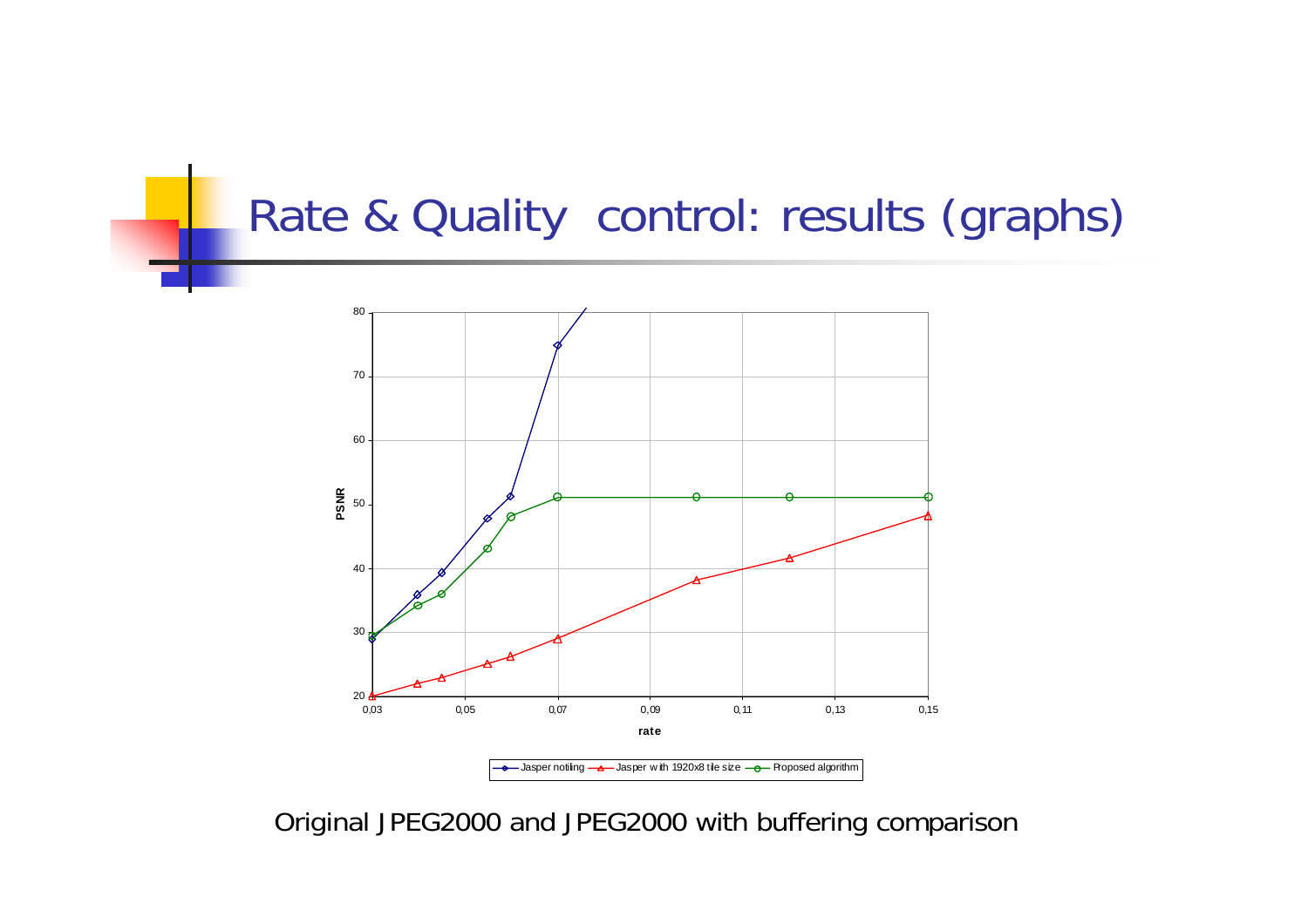# Rate & Quality control: results (graphs)

Original JPEG2000 and JPEG2000 with buffering comparison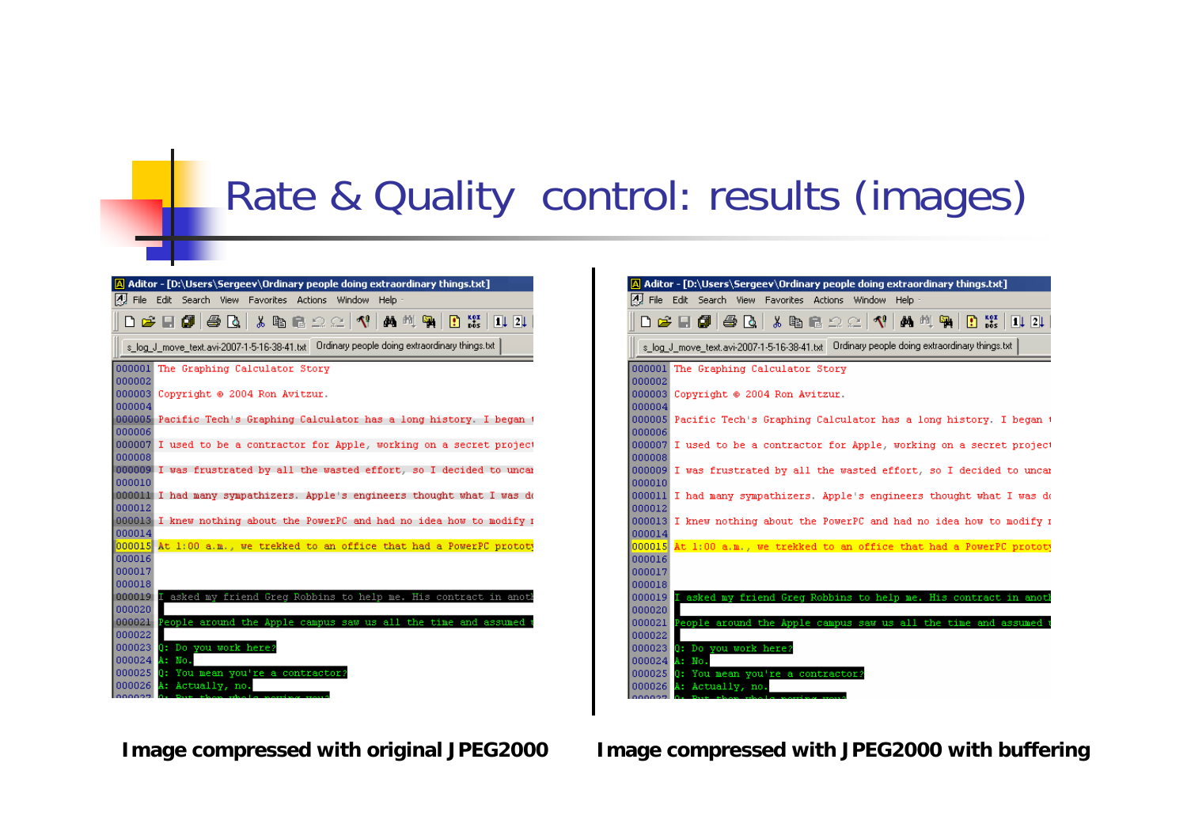# Rate & Quality control: results (images)

Image compressed with original JPEG2000

Image compressed with JPEG2000 with buffering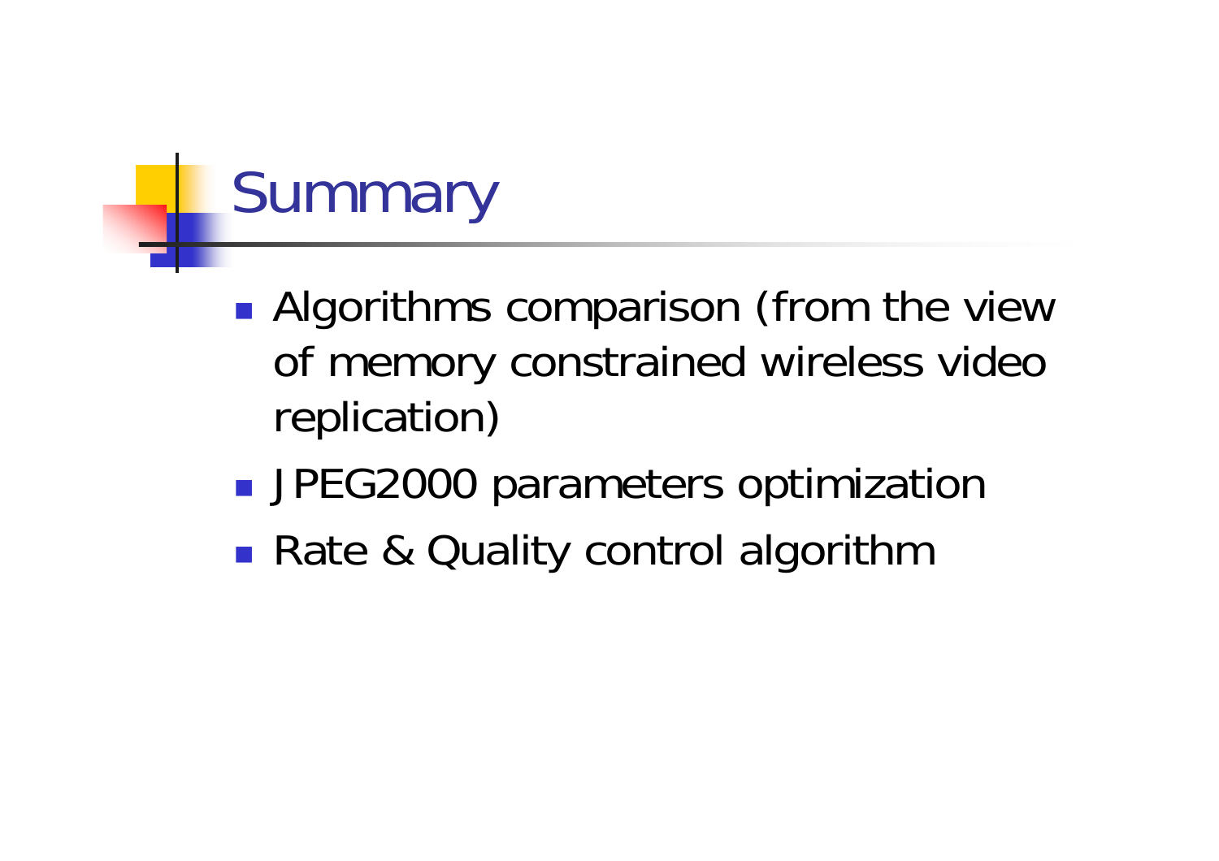# Summary

- Algorithms comparison (from the view of memory constrained wireless video replication)
- JPEG2000 parameters optimization
- Rate & Quality control algorithm